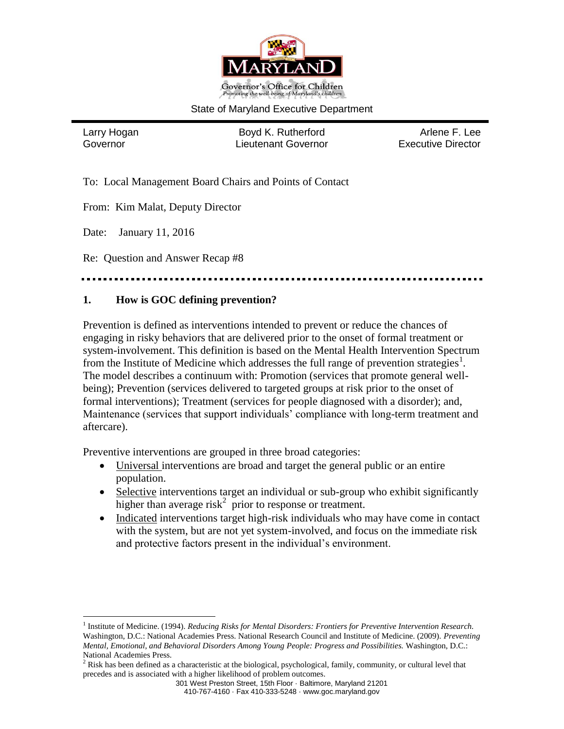Governor's Office for Children
*Promoting the well-being of Maryland's children*

State of Maryland Executive Department

| Larry Hogan | Boyd K. Rutherford | Arlene F. Lee |
|---|---|---|
| Governor | Lieutenant Governor | Executive Director |

To: Local Management Board Chairs and Points of Contact

From: Kim Malat, Deputy Director

Date: January 11, 2016

Re: Question and Answer Recap #8

## 1. How is GOC defining prevention?

Prevention is defined as interventions intended to prevent or reduce the chances of engaging in risky behaviors that are delivered prior to the onset of formal treatment or system-involvement. This definition is based on the Mental Health Intervention Spectrum from the Institute of Medicine which addresses the full range of prevention strategies[1]. The model describes a continuum with: Promotion (services that promote general well-being); Prevention (services delivered to targeted groups at risk prior to the onset of formal interventions); Treatment (services for people diagnosed with a disorder); and, Maintenance (services that support individuals' compliance with long-term treatment and aftercare).

Preventive interventions are grouped in three broad categories:

- Universal interventions are broad and target the general public or an entire population.
- Selective interventions target an individual or sub-group who exhibit significantly higher than average risk[2] prior to response or treatment.
- Indicated interventions target high-risk individuals who may have come in contact with the system, but are not yet system-involved, and focus on the immediate risk and protective factors present in the individual's environment.

[1] Institute of Medicine. (1994). *Reducing Risks for Mental Disorders: Frontiers for Preventive Intervention Research.* Washington, D.C.: National Academies Press. National Research Council and Institute of Medicine. (2009). *Preventing Mental, Emotional, and Behavioral Disorders Among Young People: Progress and Possibilities.* Washington, D.C.: National Academies Press.

[2] Risk has been defined as a characteristic at the biological, psychological, family, community, or cultural level that precedes and is associated with a higher likelihood of problem outcomes.

301 West Preston Street, 15th Floor · Baltimore, Maryland 21201
410-767-4160 · Fax 410-333-5248 · www.goc.maryland.gov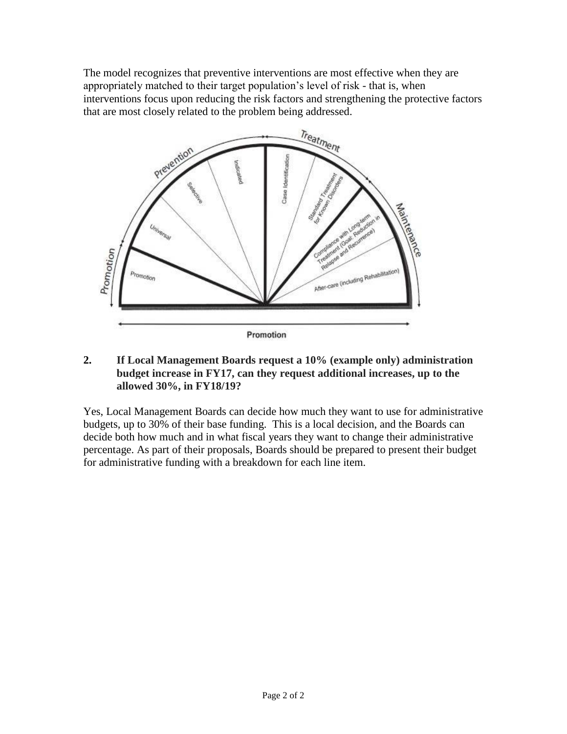The model recognizes that preventive interventions are most effective when they are appropriately matched to their target population's level of risk - that is, when interventions focus upon reducing the risk factors and strengthening the protective factors that are most closely related to the problem being addressed.

Prevention

Treatment

Maintenance

Promotion

Universal

Selective

Indicated

Case Identification

Standard Treatment for Known Disorders

Compliance with Long-term Treatment (Goal: Reduction in Relapse and Recurrence)

After-care (including Rehabilitation)

Promotion

Promotion

**2. If Local Management Boards request a 10% (example only) administration budget increase in FY17, can they request additional increases, up to the allowed 30%, in FY18/19?**

Yes, Local Management Boards can decide how much they want to use for administrative budgets, up to 30% of their base funding. This is a local decision, and the Boards can decide both how much and in what fiscal years they want to change their administrative percentage. As part of their proposals, Boards should be prepared to present their budget for administrative funding with a breakdown for each line item.